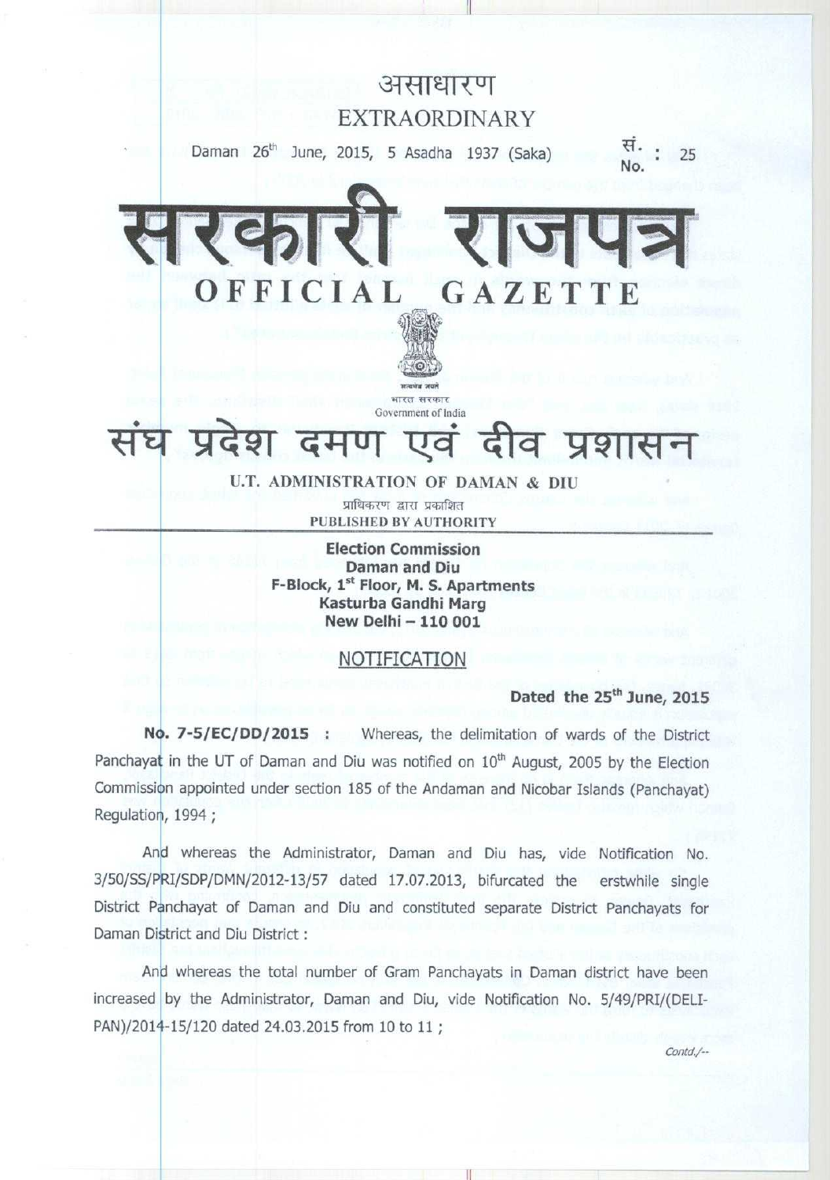असाधारण

EXTRAORDINARY

Daman 26th June, 2015, 5 Asadha 1937 (Saka) सं. No. : 25

# सरकारी राजपत्र

# OFFICIAL GAZETTE

सत्यमेव जयते

भारत सरकार

Government of India

## संघ प्रदेश दमण एवं दीव प्रशासन

### U.T. ADMINISTRATION OF DAMAN & DIU

प्राधिकरण द्वारा प्रकाशित

PUBLISHED BY AUTHORITY

**Election Commission**
**Daman and Diu**
**F-Block, 1st Floor, M. S. Apartments**
**Kasturba Gandhi Marg**
**New Delhi – 110 001**

## NOTIFICATION

**Dated the 25th June, 2015**

**No. 7-5/EC/DD/2015 :** Whereas, the delimitation of wards of the District Panchayat in the UT of Daman and Diu was notified on 10th August, 2005 by the Election Commission appointed under section 185 of the Andaman and Nicobar Islands (Panchayat) Regulation, 1994 ;

And whereas the Administrator, Daman and Diu has, vide Notification No. 3/50/SS/PRI/SDP/DMN/2012-13/57 dated 17.07.2013, bifurcated the erstwhile single District Panchayat of Daman and Diu and constituted separate District Panchayats for Daman District and Diu District :

And whereas the total number of Gram Panchayats in Daman district have been increased by the Administrator, Daman and Diu, vide Notification No. 5/49/PRI/(DELI-PAN)/2014-15/120 dated 24.03.2015 from 10 to 11 ;

*Contd./--*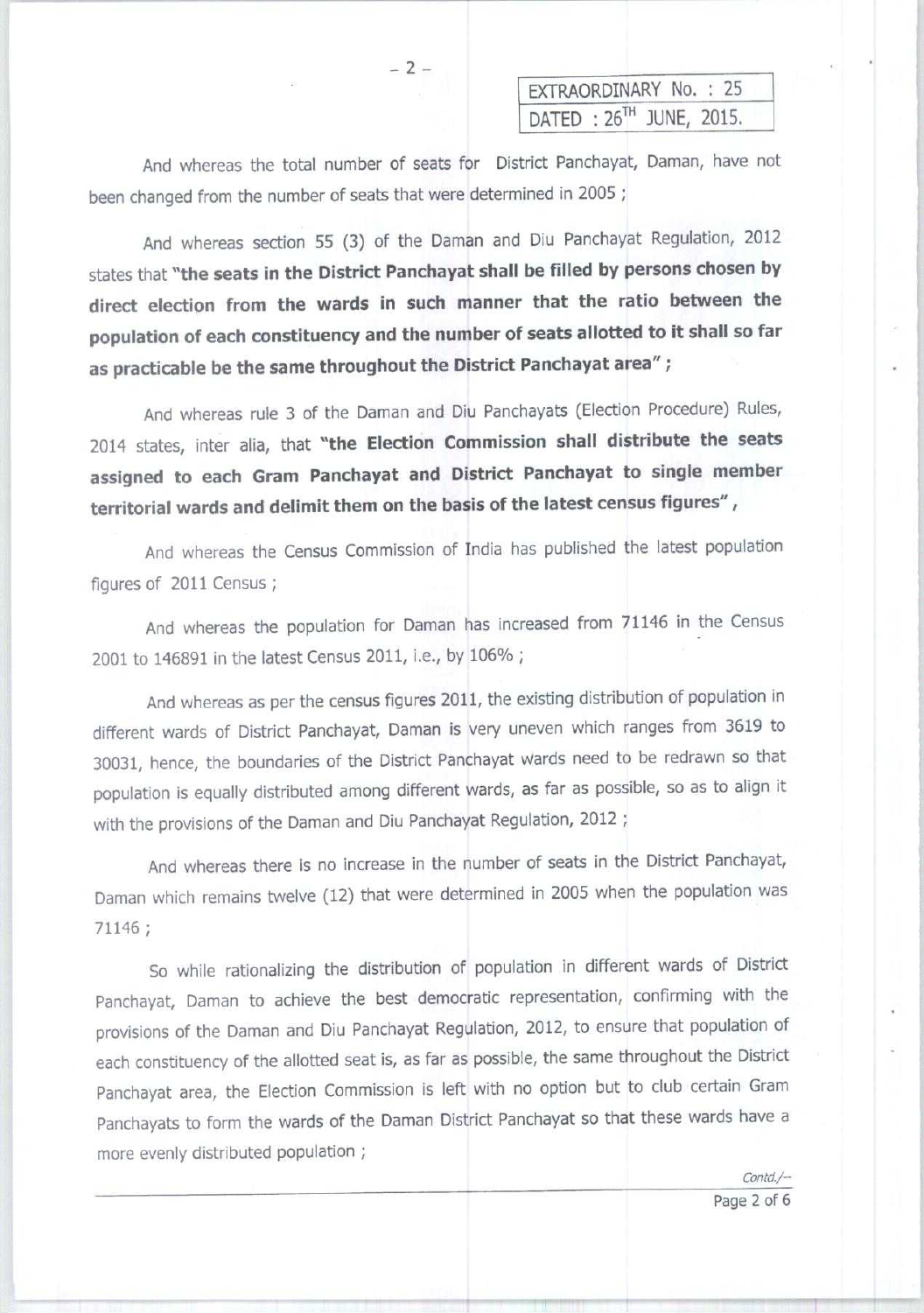| EXTRAORDINARY No. : 25 |
|---|
| DATED : 26[TH] JUNE, 2015. |

And whereas the total number of seats for District Panchayat, Daman, have not been changed from the number of seats that were determined in 2005 ;

And whereas section 55 (3) of the Daman and Diu Panchayat Regulation, 2012 states that **"the seats in the District Panchayat shall be filled by persons chosen by direct election from the wards in such manner that the ratio between the population of each constituency and the number of seats allotted to it shall so far as practicable be the same throughout the District Panchayat area"** ;

And whereas rule 3 of the Daman and Diu Panchayats (Election Procedure) Rules, 2014 states, inter alia, that **"the Election Commission shall distribute the seats assigned to each Gram Panchayat and District Panchayat to single member territorial wards and delimit them on the basis of the latest census figures"**,

And whereas the Census Commission of India has published the latest population figures of 2011 Census ;

And whereas the population for Daman has increased from 71146 in the Census 2001 to 146891 in the latest Census 2011, i.e., by 106% ;

And whereas as per the census figures 2011, the existing distribution of population in different wards of District Panchayat, Daman is very uneven which ranges from 3619 to 30031, hence, the boundaries of the District Panchayat wards need to be redrawn so that population is equally distributed among different wards, as far as possible, so as to align it with the provisions of the Daman and Diu Panchayat Regulation, 2012 ;

And whereas there is no increase in the number of seats in the District Panchayat, Daman which remains twelve (12) that were determined in 2005 when the population was 71146 ;

So while rationalizing the distribution of population in different wards of District Panchayat, Daman to achieve the best democratic representation, confirming with the provisions of the Daman and Diu Panchayat Regulation, 2012, to ensure that population of each constituency of the allotted seat is, as far as possible, the same throughout the District Panchayat area, the Election Commission is left with no option but to club certain Gram Panchayats to form the wards of the Daman District Panchayat so that these wards have a more evenly distributed population ;

Contd./--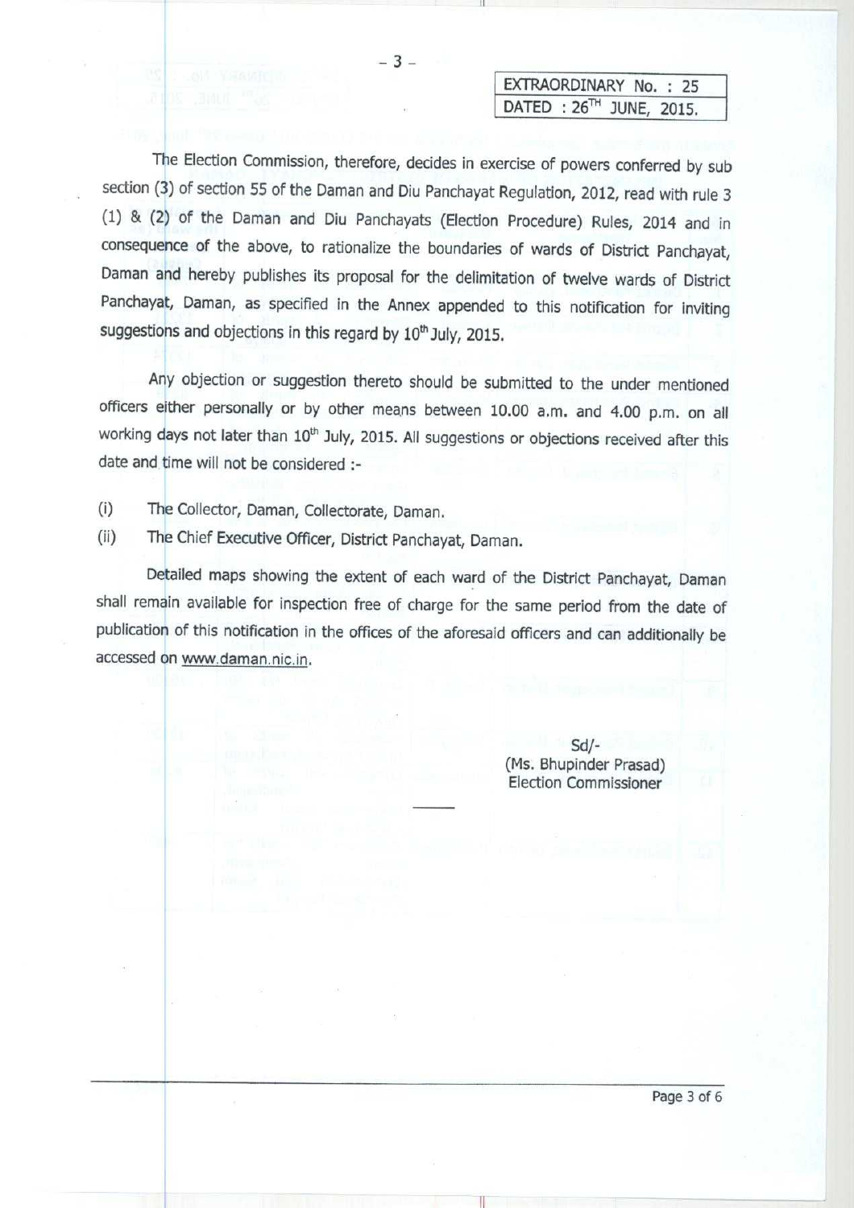| EXTRAORDINARY No. : 25 |
| --- |
| DATED : 26TH JUNE, 2015. |

The Election Commission, therefore, decides in exercise of powers conferred by sub section (3) of section 55 of the Daman and Diu Panchayat Regulation, 2012, read with rule 3 (1) & (2) of the Daman and Diu Panchayats (Election Procedure) Rules, 2014 and in consequence of the above, to rationalize the boundaries of wards of District Panchayat, Daman and hereby publishes its proposal for the delimitation of twelve wards of District Panchayat, Daman, as specified in the Annex appended to this notification for inviting suggestions and objections in this regard by 10th July, 2015.

Any objection or suggestion thereto should be submitted to the under mentioned officers either personally or by other means between 10.00 a.m. and 4.00 p.m. on all working days not later than 10th July, 2015. All suggestions or objections received after this date and time will not be considered :-

(i) The Collector, Daman, Collectorate, Daman.

(ii) The Chief Executive Officer, District Panchayat, Daman.

Detailed maps showing the extent of each ward of the District Panchayat, Daman shall remain available for inspection free of charge for the same period from the date of publication of this notification in the offices of the aforesaid officers and can additionally be accessed on www.daman.nic.in.

Sd/-
(Ms. Bhupinder Prasad)
Election Commissioner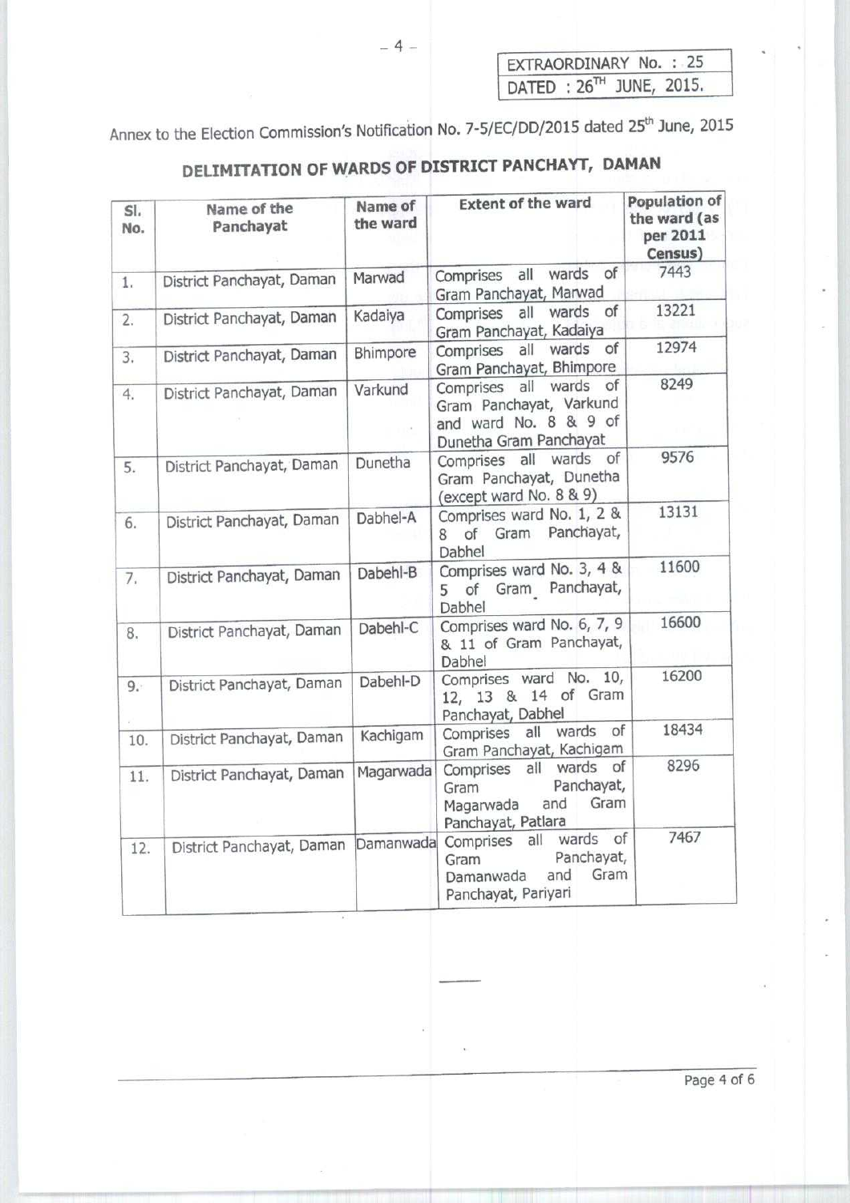| EXTRAORDINARY No. : 25 |
|---|
| DATED : 26TH JUNE, 2015. |

Annex to the Election Commission's Notification No. 7-5/EC/DD/2015 dated 25th June, 2015

## DELIMITATION OF WARDS OF DISTRICT PANCHAYT, DAMAN

| Sl. No. | Name of the Panchayat | Name of the ward | Extent of the ward | Population of the ward (as per 2011 Census) |
|---|---|---|---|---|
| 1. | District Panchayat, Daman | Marwad | Comprises all wards of Gram Panchayat, Marwad | 7443 |
| 2. | District Panchayat, Daman | Kadaiya | Comprises all wards of Gram Panchayat, Kadaiya | 13221 |
| 3. | District Panchayat, Daman | Bhimpore | Comprises all wards of Gram Panchayat, Bhimpore | 12974 |
| 4. | District Panchayat, Daman | Varkund | Comprises all wards of Gram Panchayat, Varkund and ward No. 8 & 9 of Dunetha Gram Panchayat | 8249 |
| 5. | District Panchayat, Daman | Dunetha | Comprises all wards of Gram Panchayat, Dunetha (except ward No. 8 & 9) | 9576 |
| 6. | District Panchayat, Daman | Dabhel-A | Comprises ward No. 1, 2 & 8 of Gram Panchayat, Dabhel | 13131 |
| 7. | District Panchayat, Daman | Dabehl-B | Comprises ward No. 3, 4 & 5 of Gram Panchayat, Dabhel | 11600 |
| 8. | District Panchayat, Daman | Dabehl-C | Comprises ward No. 6, 7, 9 & 11 of Gram Panchayat, Dabhel | 16600 |
| 9. | District Panchayat, Daman | Dabehl-D | Comprises ward No. 10, 12, 13 & 14 of Gram Panchayat, Dabhel | 16200 |
| 10. | District Panchayat, Daman | Kachigam | Comprises all wards of Gram Panchayat, Kachigam | 18434 |
| 11. | District Panchayat, Daman | Magarwada | Comprises all wards of Gram Panchayat, Magarwada and Gram Panchayat, Patlara | 8296 |
| 12. | District Panchayat, Daman | Damanwada | Comprises all wards of Gram Panchayat, Damanwada and Gram Panchayat, Pariyari | 7467 |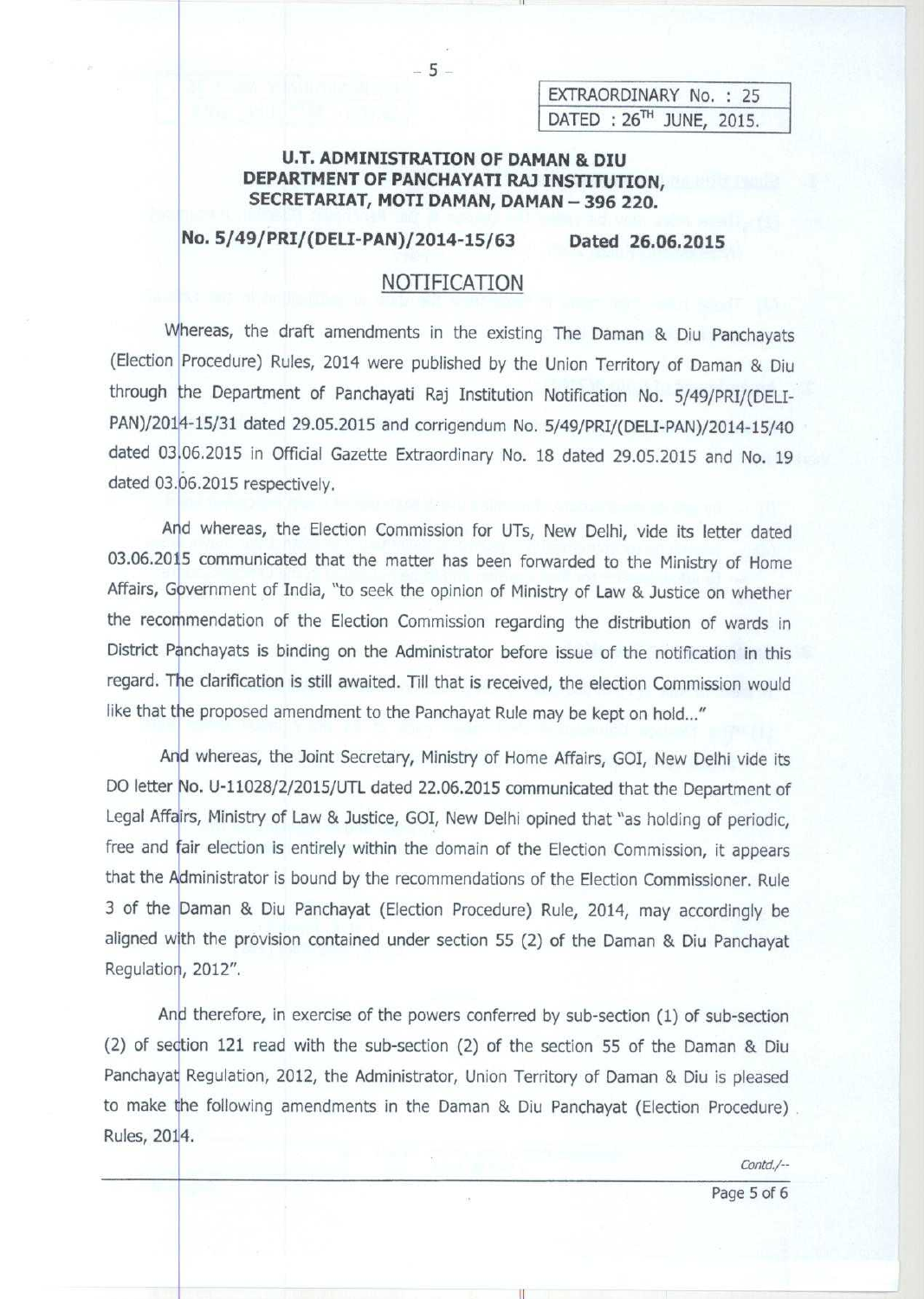| EXTRAORDINARY No. : 25 |
|---|
| DATED : 26TH JUNE, 2015. |

**U.T. ADMINISTRATION OF DAMAN & DIU**
**DEPARTMENT OF PANCHAYATI RAJ INSTITUTION,**
**SECRETARIAT, MOTI DAMAN, DAMAN – 396 220.**

**No. 5/49/PRI/(DELI-PAN)/2014-15/63 Dated 26.06.2015**

## NOTIFICATION

Whereas, the draft amendments in the existing The Daman & Diu Panchayats (Election Procedure) Rules, 2014 were published by the Union Territory of Daman & Diu through the Department of Panchayati Raj Institution Notification No. 5/49/PRI/(DELI-PAN)/2014-15/31 dated 29.05.2015 and corrigendum No. 5/49/PRI/(DELI-PAN)/2014-15/40 dated 03.06.2015 in Official Gazette Extraordinary No. 18 dated 29.05.2015 and No. 19 dated 03.06.2015 respectively.

And whereas, the Election Commission for UTs, New Delhi, vide its letter dated 03.06.2015 communicated that the matter has been forwarded to the Ministry of Home Affairs, Government of India, "to seek the opinion of Ministry of Law & Justice on whether the recommendation of the Election Commission regarding the distribution of wards in District Panchayats is binding on the Administrator before issue of the notification in this regard. The clarification is still awaited. Till that is received, the election Commission would like that the proposed amendment to the Panchayat Rule may be kept on hold..."

And whereas, the Joint Secretary, Ministry of Home Affairs, GOI, New Delhi vide its DO letter No. U-11028/2/2015/UTL dated 22.06.2015 communicated that the Department of Legal Affairs, Ministry of Law & Justice, GOI, New Delhi opined that "as holding of periodic, free and fair election is entirely within the domain of the Election Commission, it appears that the Administrator is bound by the recommendations of the Election Commissioner. Rule 3 of the Daman & Diu Panchayat (Election Procedure) Rule, 2014, may accordingly be aligned with the provision contained under section 55 (2) of the Daman & Diu Panchayat Regulation, 2012".

And therefore, in exercise of the powers conferred by sub-section (1) of sub-section (2) of section 121 read with the sub-section (2) of the section 55 of the Daman & Diu Panchayat Regulation, 2012, the Administrator, Union Territory of Daman & Diu is pleased to make the following amendments in the Daman & Diu Panchayat (Election Procedure) Rules, 2014.

*Contd./--*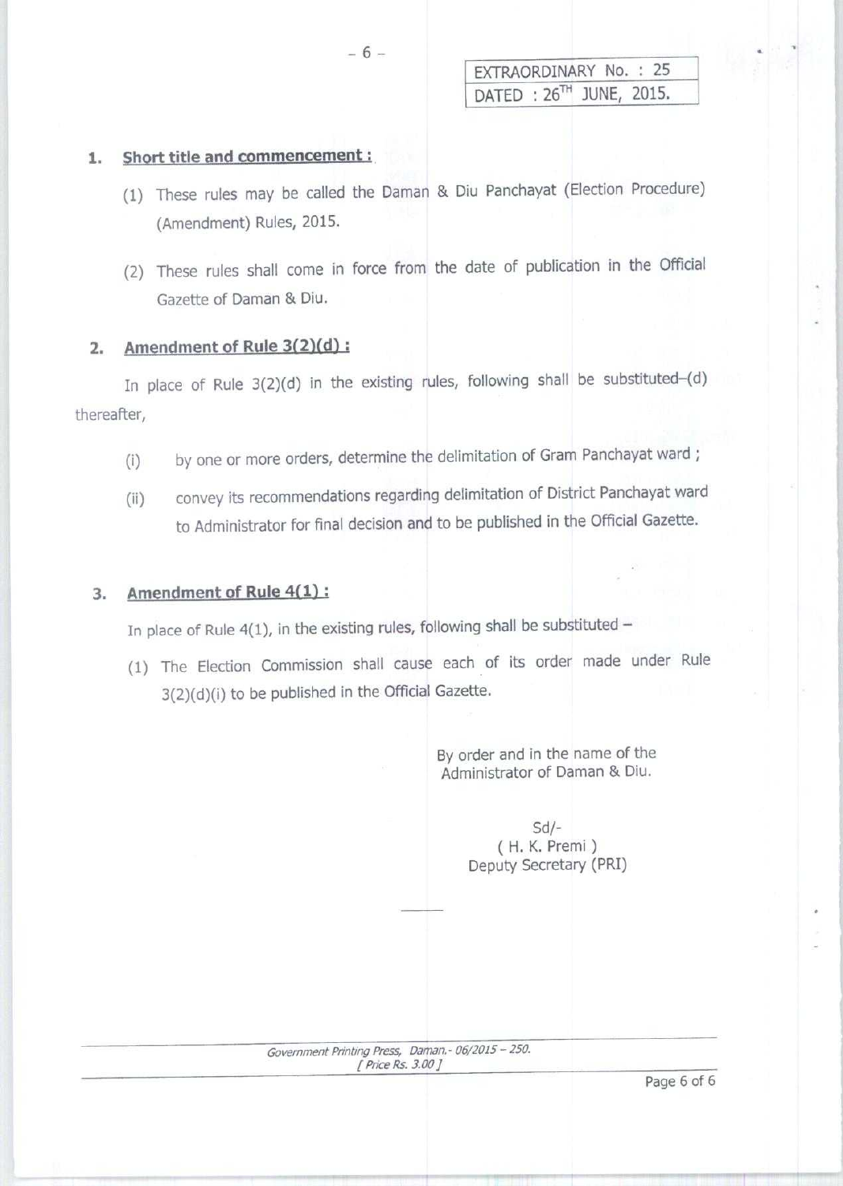EXTRAORDINARY No. : 25
DATED : 26TH JUNE, 2015.

**1. Short title and commencement :**

(1) These rules may be called the Daman & Diu Panchayat (Election Procedure) (Amendment) Rules, 2015.

(2) These rules shall come in force from the date of publication in the Official Gazette of Daman & Diu.

**2. Amendment of Rule 3(2)(d) :**

In place of Rule 3(2)(d) in the existing rules, following shall be substituted–(d) thereafter,

(i) by one or more orders, determine the delimitation of Gram Panchayat ward ;

(ii) convey its recommendations regarding delimitation of District Panchayat ward to Administrator for final decision and to be published in the Official Gazette.

**3. Amendment of Rule 4(1) :**

In place of Rule 4(1), in the existing rules, following shall be substituted –

(1) The Election Commission shall cause each of its order made under Rule 3(2)(d)(i) to be published in the Official Gazette.

By order and in the name of the
Administrator of Daman & Diu.

Sd/-
( H. K. Premi )
Deputy Secretary (PRI)

*Government Printing Press, Daman.- 06/2015 – 250.*
*[ Price Rs. 3.00 ]*